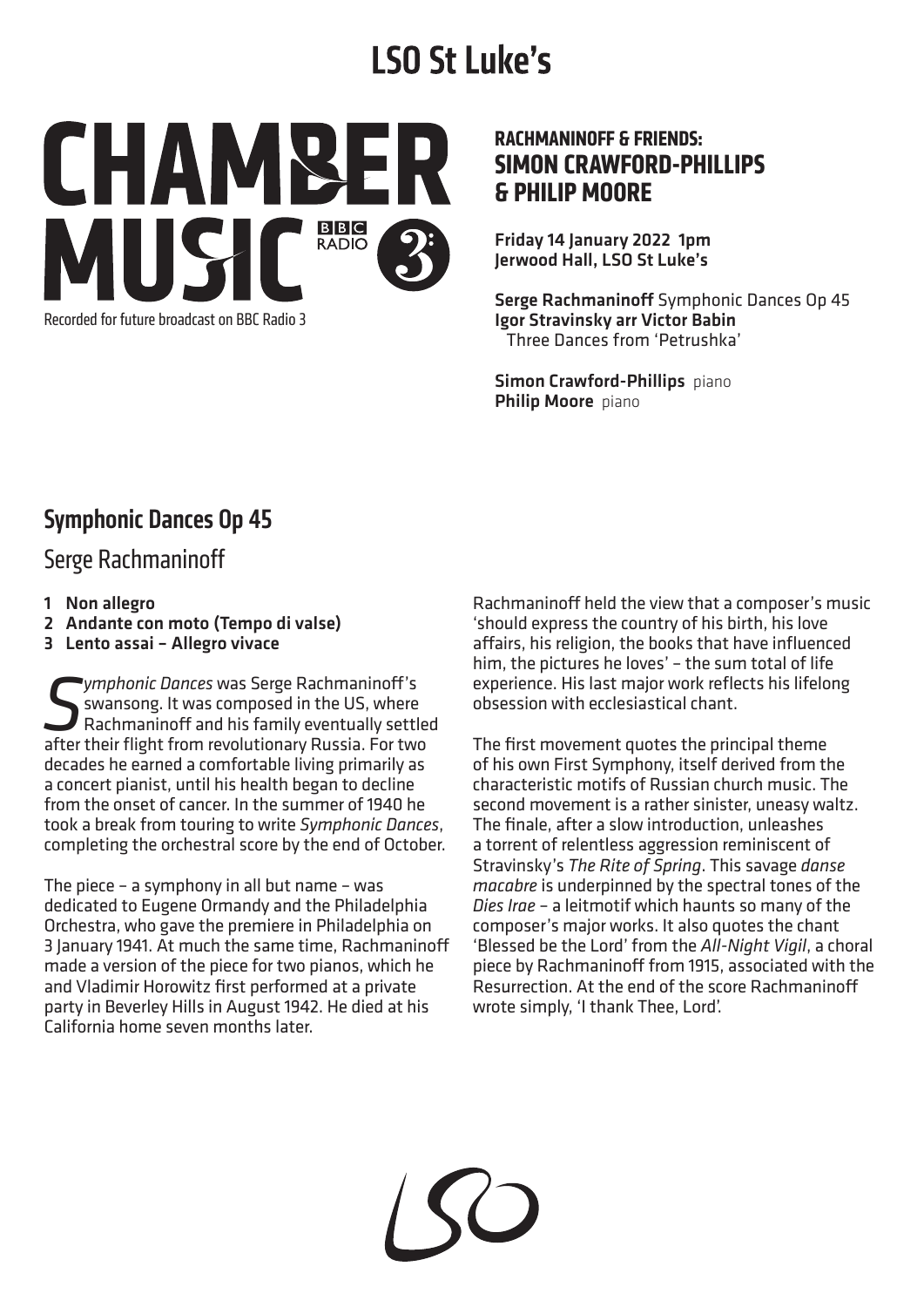# LSO St Luke's

CHAMBER MUSIC BBC RADIO 3

Recorded for future broadcast on BBC Radio 3

## RACHMANINOFF & FRIENDS: SIMON CRAWFORD-PHILLIPS & PHILIP MOORE

**Friday 14 January 2022 1pm**
**Jerwood Hall, LSO St Luke's**

**Serge Rachmaninoff** Symphonic Dances Op 45
**Igor Stravinsky arr Victor Babin**
Three Dances from 'Petrushka'

**Simon Crawford-Phillips** piano
**Philip Moore** piano

## Symphonic Dances Op 45

### Serge Rachmaninoff

1. **Non allegro**
2. **Andante con moto (Tempo di valse)**
3. **Lento assai – Allegro vivace**

*Symphonic Dances* was Serge Rachmaninoff's swansong. It was composed in the US, where Rachmaninoff and his family eventually settled after their flight from revolutionary Russia. For two decades he earned a comfortable living primarily as a concert pianist, until his health began to decline from the onset of cancer. In the summer of 1940 he took a break from touring to write *Symphonic Dances*, completing the orchestral score by the end of October.

The piece – a symphony in all but name – was dedicated to Eugene Ormandy and the Philadelphia Orchestra, who gave the premiere in Philadelphia on 3 January 1941. At much the same time, Rachmaninoff made a version of the piece for two pianos, which he and Vladimir Horowitz first performed at a private party in Beverley Hills in August 1942. He died at his California home seven months later.

Rachmaninoff held the view that a composer's music 'should express the country of his birth, his love affairs, his religion, the books that have influenced him, the pictures he loves' – the sum total of life experience. His last major work reflects his lifelong obsession with ecclesiastical chant.

The first movement quotes the principal theme of his own First Symphony, itself derived from the characteristic motifs of Russian church music. The second movement is a rather sinister, uneasy waltz. The finale, after a slow introduction, unleashes a torrent of relentless aggression reminiscent of Stravinsky's *The Rite of Spring*. This savage *danse macabre* is underpinned by the spectral tones of the *Dies Irae* – a leitmotif which haunts so many of the composer's major works. It also quotes the chant 'Blessed be the Lord' from the *All-Night Vigil*, a choral piece by Rachmaninoff from 1915, associated with the Resurrection. At the end of the score Rachmaninoff wrote simply, 'I thank Thee, Lord'.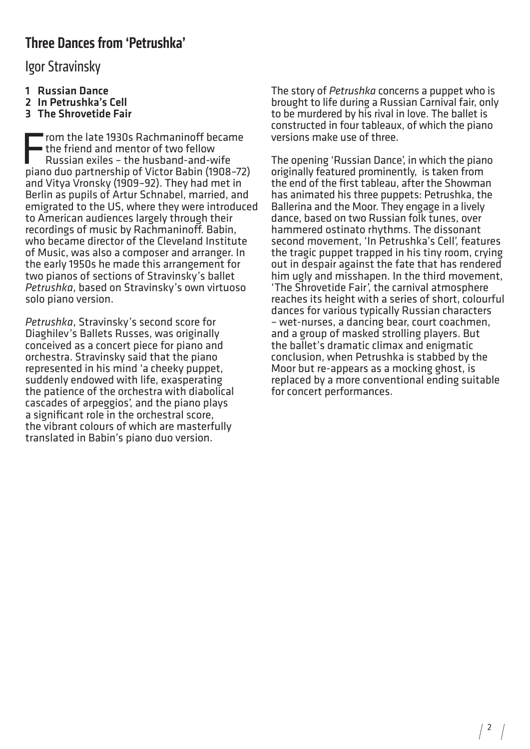## Three Dances from 'Petrushka'

### Igor Stravinsky

1. **Russian Dance**
2. **In Petrushka's Cell**
3. **The Shrovetide Fair**

From the late 1930s Rachmaninoff became the friend and mentor of two fellow Russian exiles – the husband-and-wife piano duo partnership of Victor Babin (1908–72) and Vitya Vronsky (1909–92). They had met in Berlin as pupils of Artur Schnabel, married, and emigrated to the US, where they were introduced to American audiences largely through their recordings of music by Rachmaninoff. Babin, who became director of the Cleveland Institute of Music, was also a composer and arranger. In the early 1950s he made this arrangement for two pianos of sections of Stravinsky's ballet *Petrushka*, based on Stravinsky's own virtuoso solo piano version.

*Petrushka*, Stravinsky's second score for Diaghilev's Ballets Russes, was originally conceived as a concert piece for piano and orchestra. Stravinsky said that the piano represented in his mind 'a cheeky puppet, suddenly endowed with life, exasperating the patience of the orchestra with diabolical cascades of arpeggios', and the piano plays a significant role in the orchestral score, the vibrant colours of which are masterfully translated in Babin's piano duo version.

The story of *Petrushka* concerns a puppet who is brought to life during a Russian Carnival fair, only to be murdered by his rival in love. The ballet is constructed in four tableaux, of which the piano versions make use of three.

The opening 'Russian Dance', in which the piano originally featured prominently, is taken from the end of the first tableau, after the Showman has animated his three puppets: Petrushka, the Ballerina and the Moor. They engage in a lively dance, based on two Russian folk tunes, over hammered ostinato rhythms. The dissonant second movement, 'In Petrushka's Cell', features the tragic puppet trapped in his tiny room, crying out in despair against the fate that has rendered him ugly and misshapen. In the third movement, 'The Shrovetide Fair', the carnival atmosphere reaches its height with a series of short, colourful dances for various typically Russian characters – wet-nurses, a dancing bear, court coachmen, and a group of masked strolling players. But the ballet's dramatic climax and enigmatic conclusion, when Petrushka is stabbed by the Moor but re-appears as a mocking ghost, is replaced by a more conventional ending suitable for concert performances.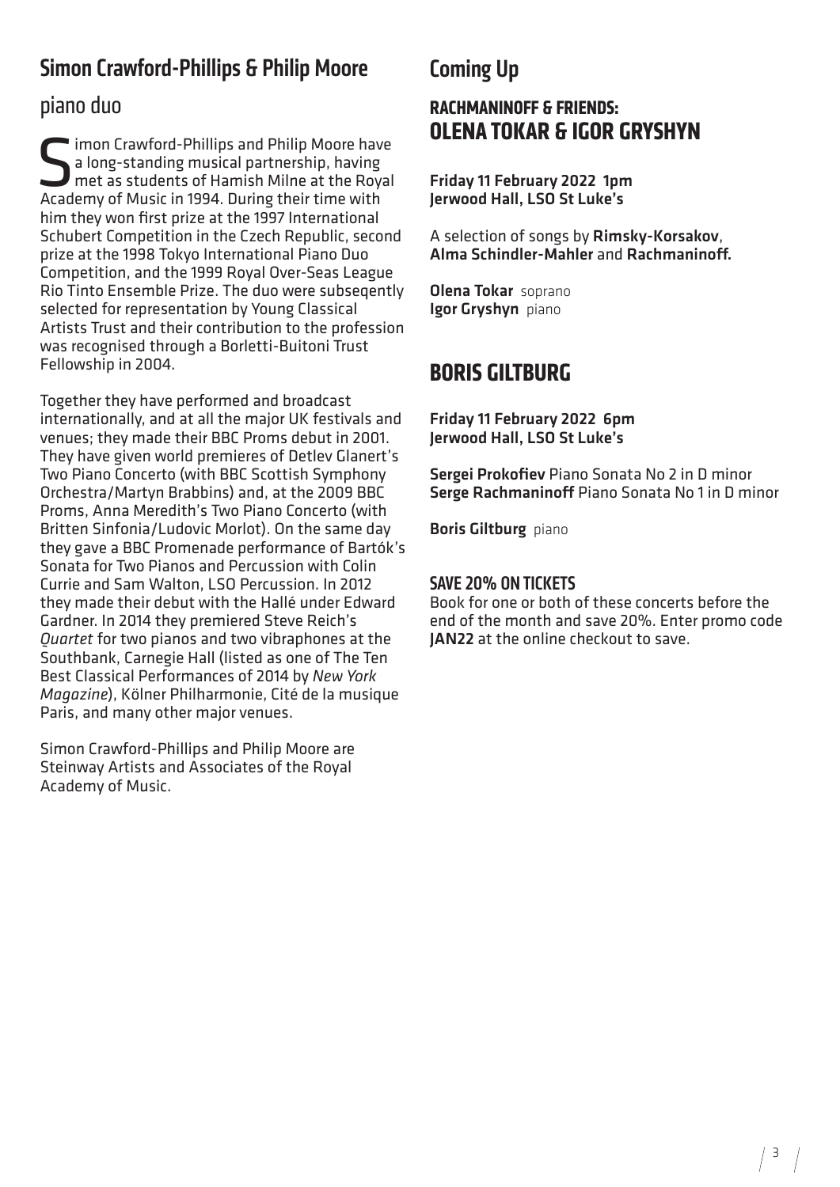## Simon Crawford-Phillips & Philip Moore

piano duo

Simon Crawford-Phillips and Philip Moore have a long-standing musical partnership, having met as students of Hamish Milne at the Royal Academy of Music in 1994. During their time with him they won first prize at the 1997 International Schubert Competition in the Czech Republic, second prize at the 1998 Tokyo International Piano Duo Competition, and the 1999 Royal Over-Seas League Rio Tinto Ensemble Prize. The duo were subseqently selected for representation by Young Classical Artists Trust and their contribution to the profession was recognised through a Borletti-Buitoni Trust Fellowship in 2004.

Together they have performed and broadcast internationally, and at all the major UK festivals and venues; they made their BBC Proms debut in 2001. They have given world premieres of Detlev Glanert's Two Piano Concerto (with BBC Scottish Symphony Orchestra/Martyn Brabbins) and, at the 2009 BBC Proms, Anna Meredith's Two Piano Concerto (with Britten Sinfonia/Ludovic Morlot). On the same day they gave a BBC Promenade performance of Bartók's Sonata for Two Pianos and Percussion with Colin Currie and Sam Walton, LSO Percussion. In 2012 they made their debut with the Hallé under Edward Gardner. In 2014 they premiered Steve Reich's *Quartet* for two pianos and two vibraphones at the Southbank, Carnegie Hall (listed as one of The Ten Best Classical Performances of 2014 by *New York Magazine*), Kölner Philharmonie, Cité de la musique Paris, and many other major venues.

Simon Crawford-Phillips and Philip Moore are Steinway Artists and Associates of the Royal Academy of Music.

## Coming Up

### RACHMANINOFF & FRIENDS: OLENA TOKAR & IGOR GRYSHYN

**Friday 11 February 2022 1pm**
**Jerwood Hall, LSO St Luke's**

A selection of songs by **Rimsky-Korsakov**, **Alma Schindler-Mahler** and **Rachmaninoff.**

**Olena Tokar** soprano
**Igor Gryshyn** piano

### BORIS GILTBURG

**Friday 11 February 2022 6pm**
**Jerwood Hall, LSO St Luke's**

**Sergei Prokofiev** Piano Sonata No 2 in D minor
**Serge Rachmaninoff** Piano Sonata No 1 in D minor

**Boris Giltburg** piano

### SAVE 20% ON TICKETS

Book for one or both of these concerts before the end of the month and save 20%. Enter promo code **JAN22** at the online checkout to save.